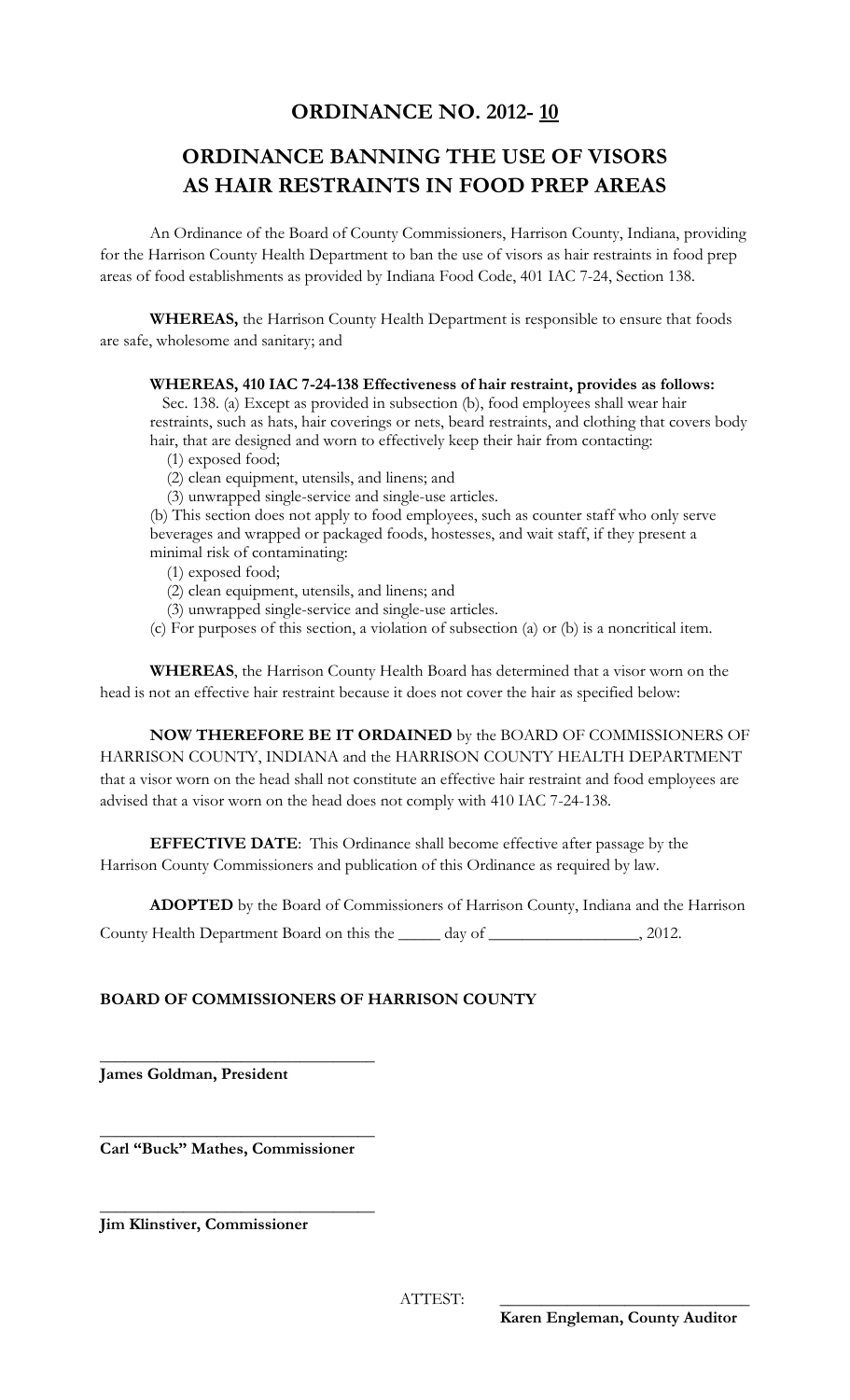# ORDINANCE NO. 2012- 10

# ORDINANCE BANNING THE USE OF VISORS AS HAIR RESTRAINTS IN FOOD PREP AREAS

An Ordinance of the Board of County Commissioners, Harrison County, Indiana, providing for the Harrison County Health Department to ban the use of visors as hair restraints in food prep areas of food establishments as provided by Indiana Food Code, 401 IAC 7-24, Section 138.

**WHEREAS,** the Harrison County Health Department is responsible to ensure that foods are safe, wholesome and sanitary; and

**WHEREAS, 410 IAC 7-24-138 Effectiveness of hair restraint, provides as follows:**

Sec. 138. (a) Except as provided in subsection (b), food employees shall wear hair restraints, such as hats, hair coverings or nets, beard restraints, and clothing that covers body hair, that are designed and worn to effectively keep their hair from contacting:

(1) exposed food;
(2) clean equipment, utensils, and linens; and
(3) unwrapped single-service and single-use articles.

(b) This section does not apply to food employees, such as counter staff who only serve beverages and wrapped or packaged foods, hostesses, and wait staff, if they present a minimal risk of contaminating:

(1) exposed food;
(2) clean equipment, utensils, and linens; and
(3) unwrapped single-service and single-use articles.

(c) For purposes of this section, a violation of subsection (a) or (b) is a noncritical item.

**WHEREAS**, the Harrison County Health Board has determined that a visor worn on the head is not an effective hair restraint because it does not cover the hair as specified below:

**NOW THEREFORE BE IT ORDAINED** by the BOARD OF COMMISSIONERS OF HARRISON COUNTY, INDIANA and the HARRISON COUNTY HEALTH DEPARTMENT that a visor worn on the head shall not constitute an effective hair restraint and food employees are advised that a visor worn on the head does not comply with 410 IAC 7-24-138.

**EFFECTIVE DATE**: This Ordinance shall become effective after passage by the Harrison County Commissioners and publication of this Ordinance as required by law.

**ADOPTED** by the Board of Commissioners of Harrison County, Indiana and the Harrison County Health Department Board on this the _____ day of __________________, 2012.

**BOARD OF COMMISSIONERS OF HARRISON COUNTY**

_________________________________
**James Goldman, President**

_________________________________
**Carl "Buck" Mathes, Commissioner**

_________________________________
**Jim Klinstiver, Commissioner**

ATTEST: _____________________________
**Karen Engleman, County Auditor**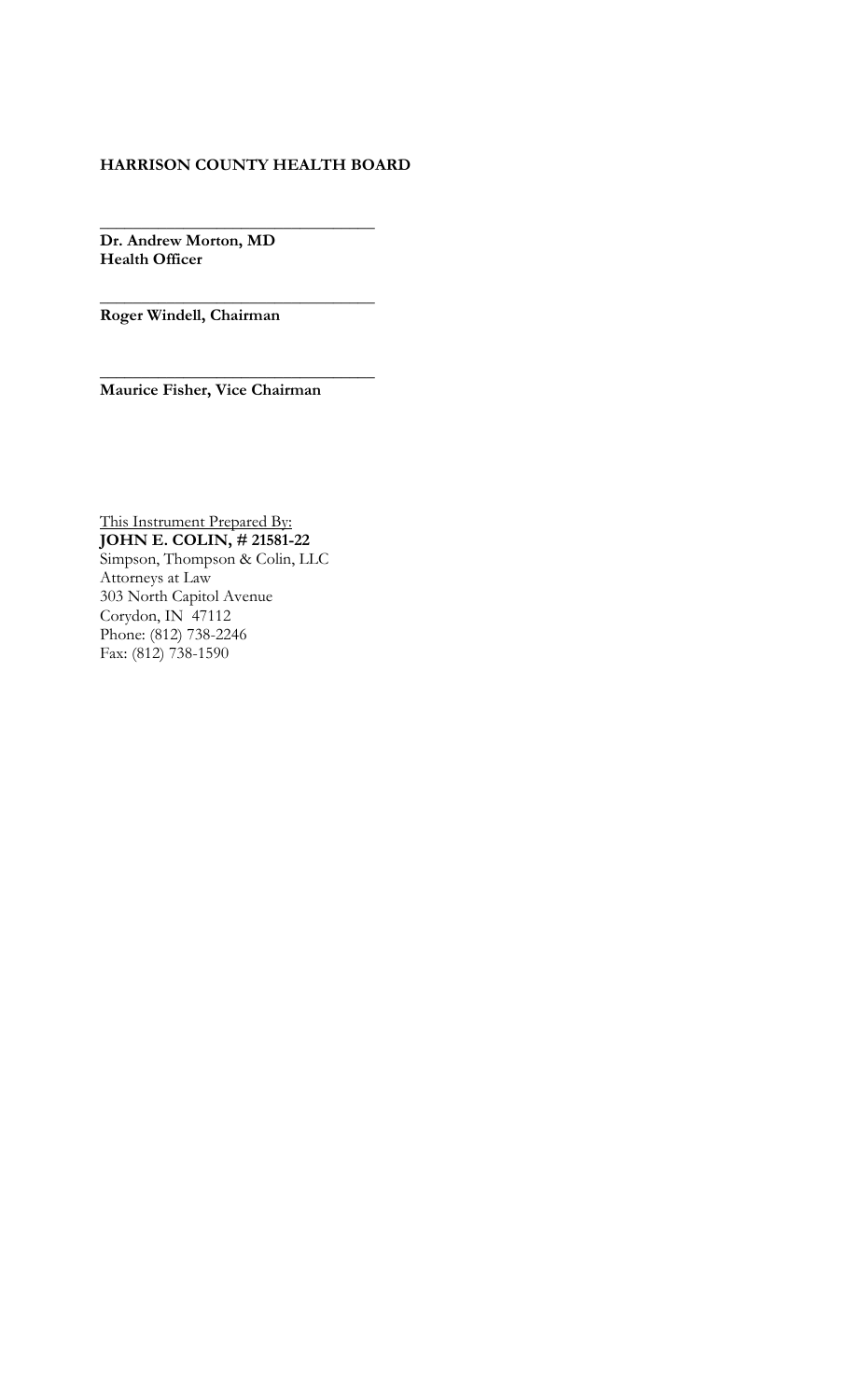**HARRISON COUNTY HEALTH BOARD**

\_\_\_\_\_\_\_\_\_\_\_\_\_\_\_\_\_\_\_\_\_\_\_\_\_\_\_\_\_\_\_\_\_\_

**Dr. Andrew Morton, MD**
**Health Officer**

\_\_\_\_\_\_\_\_\_\_\_\_\_\_\_\_\_\_\_\_\_\_\_\_\_\_\_\_\_\_\_\_\_\_

**Roger Windell, Chairman**

\_\_\_\_\_\_\_\_\_\_\_\_\_\_\_\_\_\_\_\_\_\_\_\_\_\_\_\_\_\_\_\_\_\_

**Maurice Fisher, Vice Chairman**

<u>This Instrument Prepared By:</u>
**JOHN E. COLIN, # 21581-22**
Simpson, Thompson & Colin, LLC
Attorneys at Law
303 North Capitol Avenue
Corydon, IN 47112
Phone: (812) 738-2246
Fax: (812) 738-1590